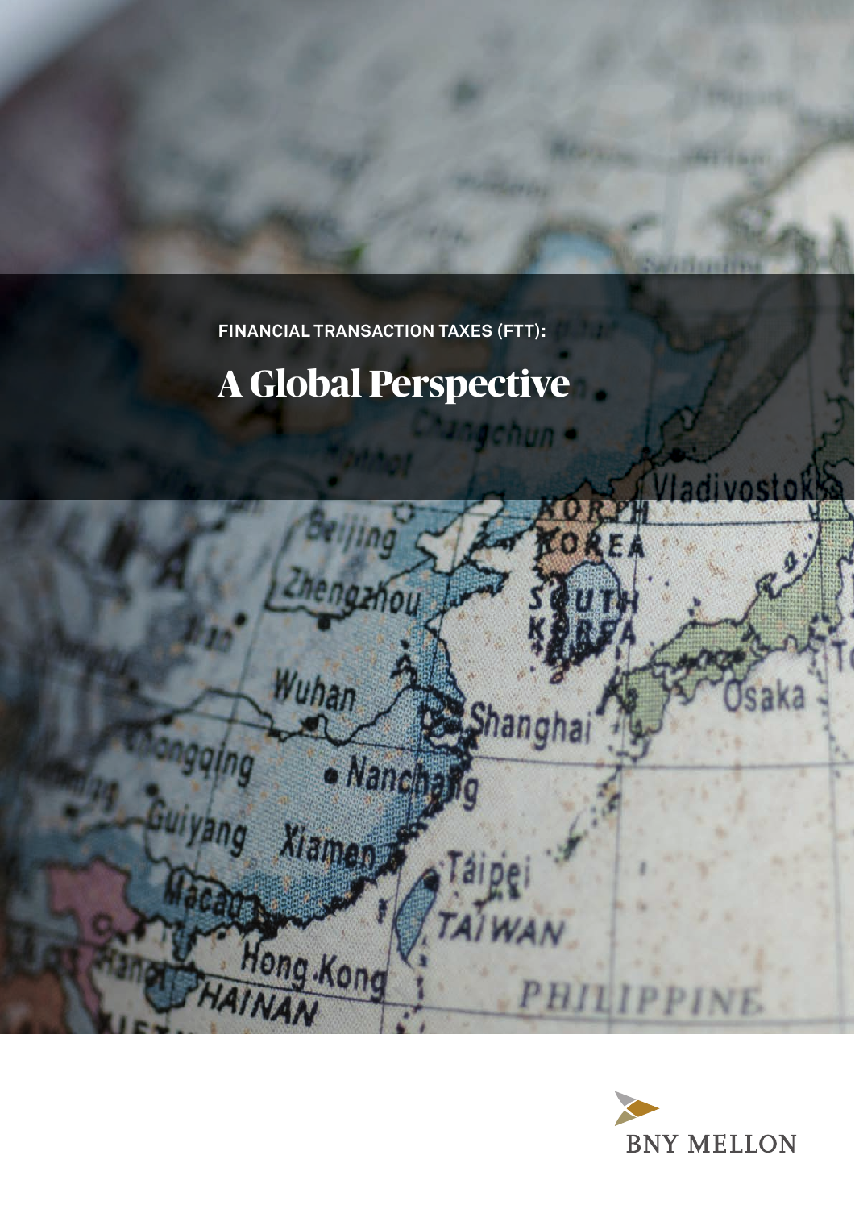FINANCIAL TRANSACTION TAXES (FTT):

# A Global Perspective

BNY MELLON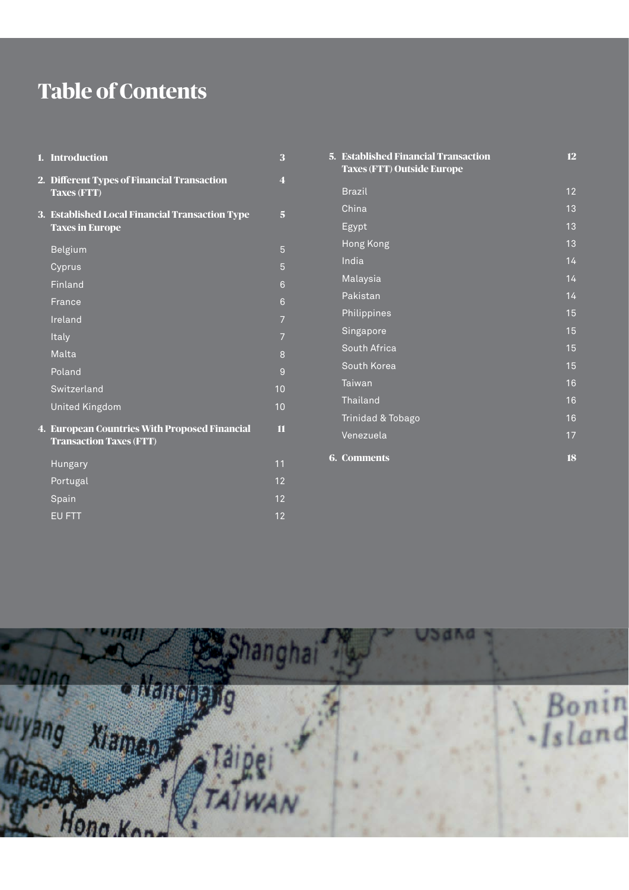# Table of Contents

1. **Introduction** 3
2. **Different Types of Financial Transaction Taxes (FTT)** 4
3. **Established Local Financial Transaction Type Taxes in Europe** 5
   - Belgium 5
   - Cyprus 5
   - Finland 6
   - France 6
   - Ireland 7
   - Italy 7
   - Malta 8
   - Poland 9
   - Switzerland 10
   - United Kingdom 10
4. **European Countries With Proposed Financial Transaction Taxes (FTT)** 11
   - Hungary 11
   - Portugal 12
   - Spain 12
   - EU FTT 12
5. **Established Financial Transaction Taxes (FTT) Outside Europe** 12
   - Brazil 12
   - China 13
   - Egypt 13
   - Hong Kong 13
   - India 14
   - Malaysia 14
   - Pakistan 14
   - Philippines 15
   - Singapore 15
   - South Africa 15
   - South Korea 15
   - Taiwan 16
   - Thailand 16
   - Trinidad & Tobago 16
   - Venezuela 17
6. **Comments** 18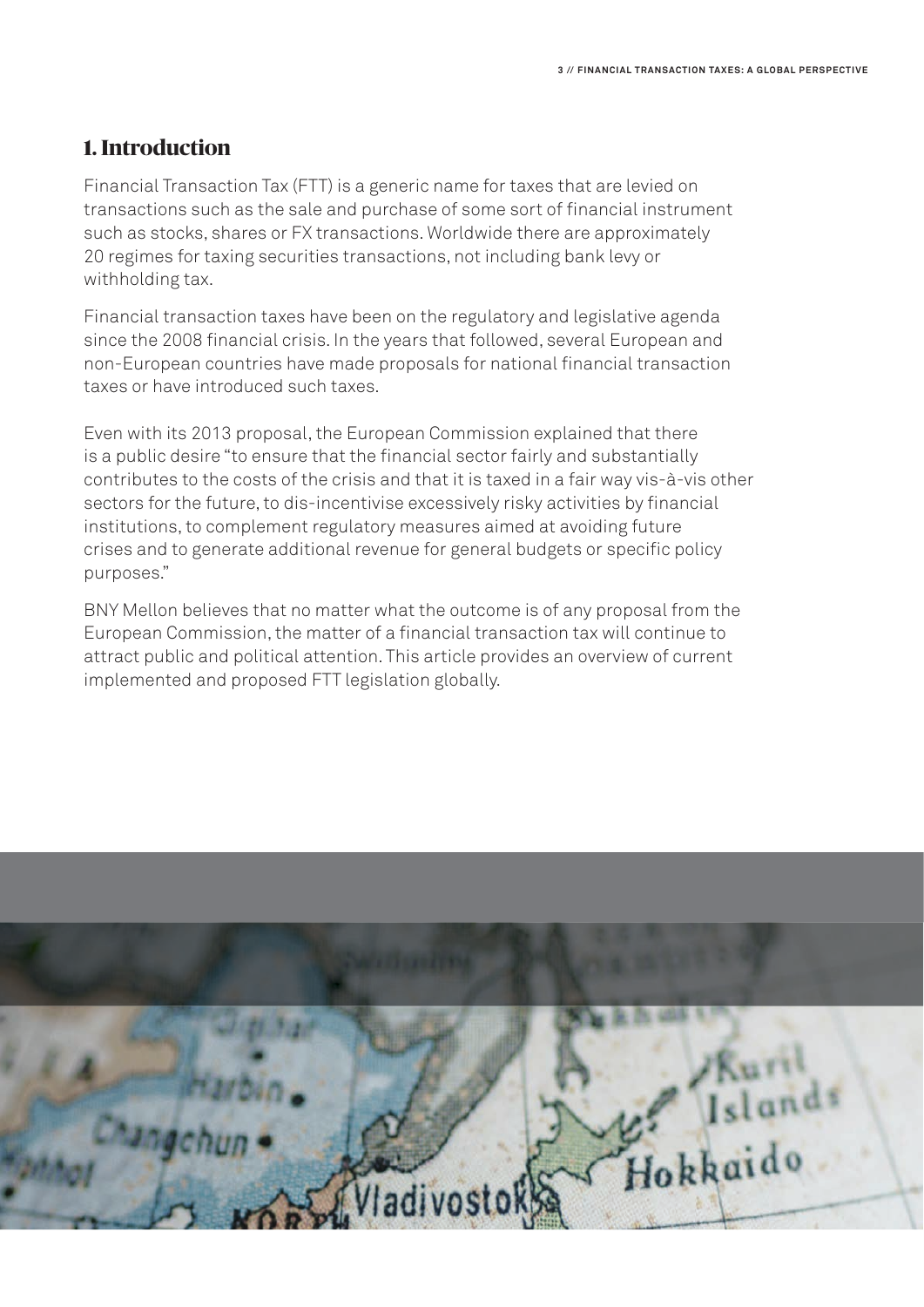# 1. Introduction

Financial Transaction Tax (FTT) is a generic name for taxes that are levied on transactions such as the sale and purchase of some sort of financial instrument such as stocks, shares or FX transactions. Worldwide there are approximately 20 regimes for taxing securities transactions, not including bank levy or withholding tax.

Financial transaction taxes have been on the regulatory and legislative agenda since the 2008 financial crisis. In the years that followed, several European and non-European countries have made proposals for national financial transaction taxes or have introduced such taxes.

Even with its 2013 proposal, the European Commission explained that there is a public desire "to ensure that the financial sector fairly and substantially contributes to the costs of the crisis and that it is taxed in a fair way vis-à-vis other sectors for the future, to dis-incentivise excessively risky activities by financial institutions, to complement regulatory measures aimed at avoiding future crises and to generate additional revenue for general budgets or specific policy purposes."

BNY Mellon believes that no matter what the outcome is of any proposal from the European Commission, the matter of a financial transaction tax will continue to attract public and political attention. This article provides an overview of current implemented and proposed FTT legislation globally.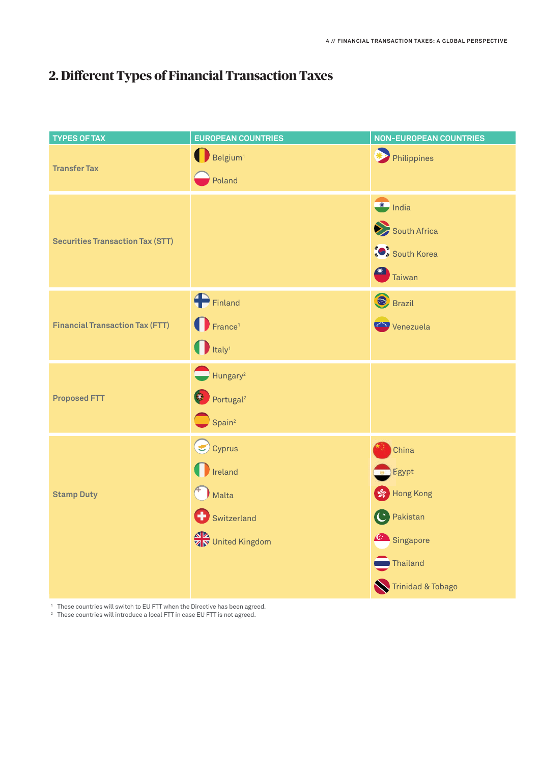## 2. Different Types of Financial Transaction Taxes

| TYPES OF TAX | EUROPEAN COUNTRIES | NON-EUROPEAN COUNTRIES |
| --- | --- | --- |
| Transfer Tax | Belgium[1]<br>Poland | Philippines |
| Securities Transaction Tax (STT) | | India<br>South Africa<br>South Korea<br>Taiwan |
| Financial Transaction Tax (FTT) | Finland<br>France[1]<br>Italy[1] | Brazil<br>Venezuela |
| Proposed FTT | Hungary[2]<br>Portugal[2]<br>Spain[2] | |
| Stamp Duty | Cyprus<br>Ireland<br>Malta<br>Switzerland<br>United Kingdom | China<br>Egypt<br>Hong Kong<br>Pakistan<br>Singapore<br>Thailand<br>Trinidad & Tobago |

[1] These countries will switch to EU FTT when the Directive has been agreed.
[2] These countries will introduce a local FTT in case EU FTT is not agreed.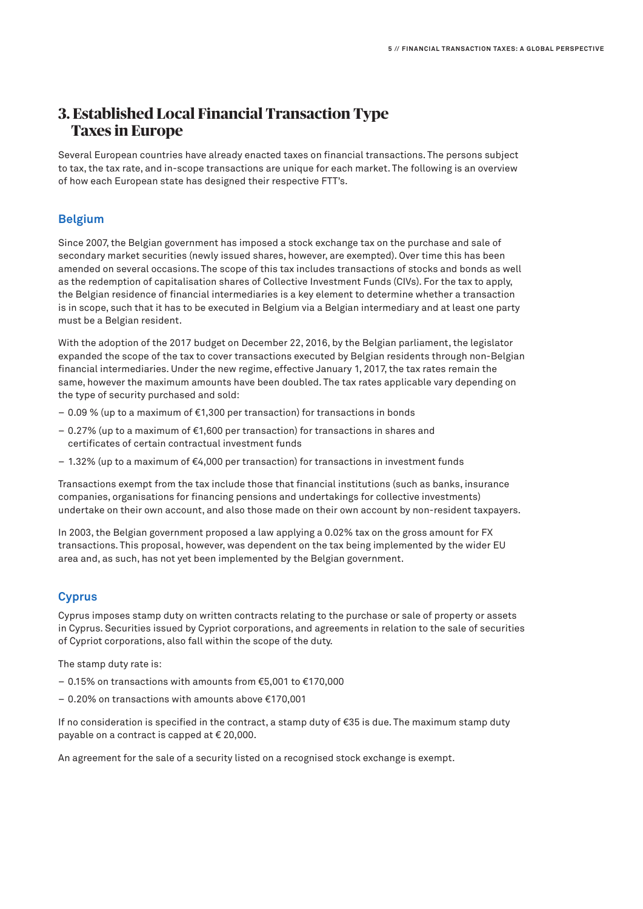## 3. Established Local Financial Transaction Type Taxes in Europe

Several European countries have already enacted taxes on financial transactions. The persons subject to tax, the tax rate, and in-scope transactions are unique for each market. The following is an overview of how each European state has designed their respective FTT's.

### Belgium

Since 2007, the Belgian government has imposed a stock exchange tax on the purchase and sale of secondary market securities (newly issued shares, however, are exempted). Over time this has been amended on several occasions. The scope of this tax includes transactions of stocks and bonds as well as the redemption of capitalisation shares of Collective Investment Funds (CIVs). For the tax to apply, the Belgian residence of financial intermediaries is a key element to determine whether a transaction is in scope, such that it has to be executed in Belgium via a Belgian intermediary and at least one party must be a Belgian resident.

With the adoption of the 2017 budget on December 22, 2016, by the Belgian parliament, the legislator expanded the scope of the tax to cover transactions executed by Belgian residents through non-Belgian financial intermediaries. Under the new regime, effective January 1, 2017, the tax rates remain the same, however the maximum amounts have been doubled. The tax rates applicable vary depending on the type of security purchased and sold:

- 0.09 % (up to a maximum of €1,300 per transaction) for transactions in bonds
- 0.27% (up to a maximum of €1,600 per transaction) for transactions in shares and certificates of certain contractual investment funds
- 1.32% (up to a maximum of €4,000 per transaction) for transactions in investment funds

Transactions exempt from the tax include those that financial institutions (such as banks, insurance companies, organisations for financing pensions and undertakings for collective investments) undertake on their own account, and also those made on their own account by non-resident taxpayers.

In 2003, the Belgian government proposed a law applying a 0.02% tax on the gross amount for FX transactions. This proposal, however, was dependent on the tax being implemented by the wider EU area and, as such, has not yet been implemented by the Belgian government.

### Cyprus

Cyprus imposes stamp duty on written contracts relating to the purchase or sale of property or assets in Cyprus. Securities issued by Cypriot corporations, and agreements in relation to the sale of securities of Cypriot corporations, also fall within the scope of the duty.

The stamp duty rate is:

- 0.15% on transactions with amounts from €5,001 to €170,000
- 0.20% on transactions with amounts above €170,001

If no consideration is specified in the contract, a stamp duty of €35 is due. The maximum stamp duty payable on a contract is capped at € 20,000.

An agreement for the sale of a security listed on a recognised stock exchange is exempt.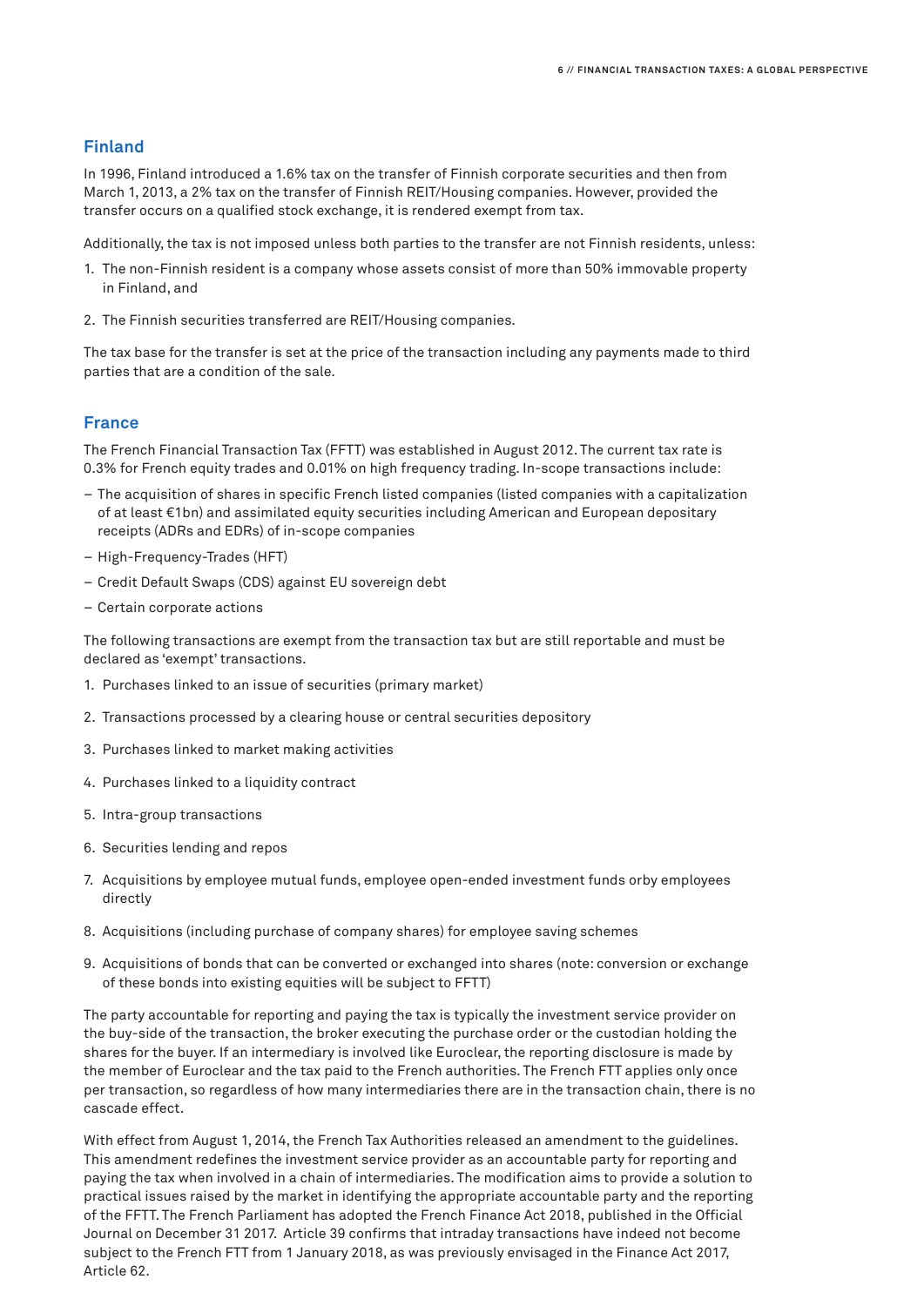## Finland

In 1996, Finland introduced a 1.6% tax on the transfer of Finnish corporate securities and then from March 1, 2013, a 2% tax on the transfer of Finnish REIT/Housing companies. However, provided the transfer occurs on a qualified stock exchange, it is rendered exempt from tax.

Additionally, the tax is not imposed unless both parties to the transfer are not Finnish residents, unless:

1. The non-Finnish resident is a company whose assets consist of more than 50% immovable property in Finland, and
2. The Finnish securities transferred are REIT/Housing companies.

The tax base for the transfer is set at the price of the transaction including any payments made to third parties that are a condition of the sale.

## France

The French Financial Transaction Tax (FFTT) was established in August 2012. The current tax rate is 0.3% for French equity trades and 0.01% on high frequency trading. In-scope transactions include:

- The acquisition of shares in specific French listed companies (listed companies with a capitalization of at least €1bn) and assimilated equity securities including American and European depositary receipts (ADRs and EDRs) of in-scope companies
- High-Frequency-Trades (HFT)
- Credit Default Swaps (CDS) against EU sovereign debt
- Certain corporate actions

The following transactions are exempt from the transaction tax but are still reportable and must be declared as 'exempt' transactions.

1. Purchases linked to an issue of securities (primary market)
2. Transactions processed by a clearing house or central securities depository
3. Purchases linked to market making activities
4. Purchases linked to a liquidity contract
5. Intra-group transactions
6. Securities lending and repos
7. Acquisitions by employee mutual funds, employee open-ended investment funds orby employees directly
8. Acquisitions (including purchase of company shares) for employee saving schemes
9. Acquisitions of bonds that can be converted or exchanged into shares (note: conversion or exchange of these bonds into existing equities will be subject to FFTT)

The party accountable for reporting and paying the tax is typically the investment service provider on the buy-side of the transaction, the broker executing the purchase order or the custodian holding the shares for the buyer. If an intermediary is involved like Euroclear, the reporting disclosure is made by the member of Euroclear and the tax paid to the French authorities. The French FTT applies only once per transaction, so regardless of how many intermediaries there are in the transaction chain, there is no cascade effect.

With effect from August 1, 2014, the French Tax Authorities released an amendment to the guidelines. This amendment redefines the investment service provider as an accountable party for reporting and paying the tax when involved in a chain of intermediaries. The modification aims to provide a solution to practical issues raised by the market in identifying the appropriate accountable party and the reporting of the FFTT. The French Parliament has adopted the French Finance Act 2018, published in the Official Journal on December 31 2017. Article 39 confirms that intraday transactions have indeed not become subject to the French FTT from 1 January 2018, as was previously envisaged in the Finance Act 2017, Article 62.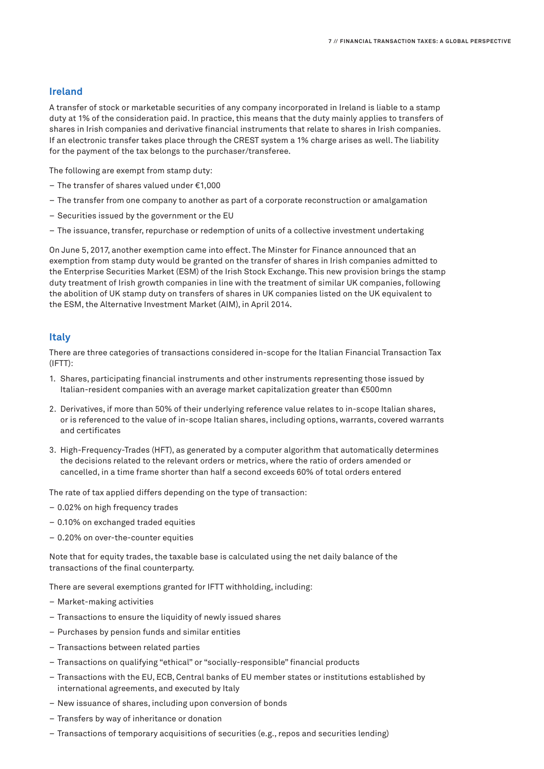## Ireland

A transfer of stock or marketable securities of any company incorporated in Ireland is liable to a stamp duty at 1% of the consideration paid. In practice, this means that the duty mainly applies to transfers of shares in Irish companies and derivative financial instruments that relate to shares in Irish companies. If an electronic transfer takes place through the CREST system a 1% charge arises as well. The liability for the payment of the tax belongs to the purchaser/transferee.

The following are exempt from stamp duty:

- The transfer of shares valued under €1,000
- The transfer from one company to another as part of a corporate reconstruction or amalgamation
- Securities issued by the government or the EU
- The issuance, transfer, repurchase or redemption of units of a collective investment undertaking

On June 5, 2017, another exemption came into effect. The Minster for Finance announced that an exemption from stamp duty would be granted on the transfer of shares in Irish companies admitted to the Enterprise Securities Market (ESM) of the Irish Stock Exchange. This new provision brings the stamp duty treatment of Irish growth companies in line with the treatment of similar UK companies, following the abolition of UK stamp duty on transfers of shares in UK companies listed on the UK equivalent to the ESM, the Alternative Investment Market (AIM), in April 2014.

## Italy

There are three categories of transactions considered in-scope for the Italian Financial Transaction Tax (IFTT):

1. Shares, participating financial instruments and other instruments representing those issued by Italian-resident companies with an average market capitalization greater than €500mn
2. Derivatives, if more than 50% of their underlying reference value relates to in-scope Italian shares, or is referenced to the value of in-scope Italian shares, including options, warrants, covered warrants and certificates
3. High-Frequency-Trades (HFT), as generated by a computer algorithm that automatically determines the decisions related to the relevant orders or metrics, where the ratio of orders amended or cancelled, in a time frame shorter than half a second exceeds 60% of total orders entered

The rate of tax applied differs depending on the type of transaction:

- 0.02% on high frequency trades
- 0.10% on exchanged traded equities
- 0.20% on over-the-counter equities

Note that for equity trades, the taxable base is calculated using the net daily balance of the transactions of the final counterparty.

There are several exemptions granted for IFTT withholding, including:

- Market-making activities
- Transactions to ensure the liquidity of newly issued shares
- Purchases by pension funds and similar entities
- Transactions between related parties
- Transactions on qualifying "ethical" or "socially-responsible" financial products
- Transactions with the EU, ECB, Central banks of EU member states or institutions established by international agreements, and executed by Italy
- New issuance of shares, including upon conversion of bonds
- Transfers by way of inheritance or donation
- Transactions of temporary acquisitions of securities (e.g., repos and securities lending)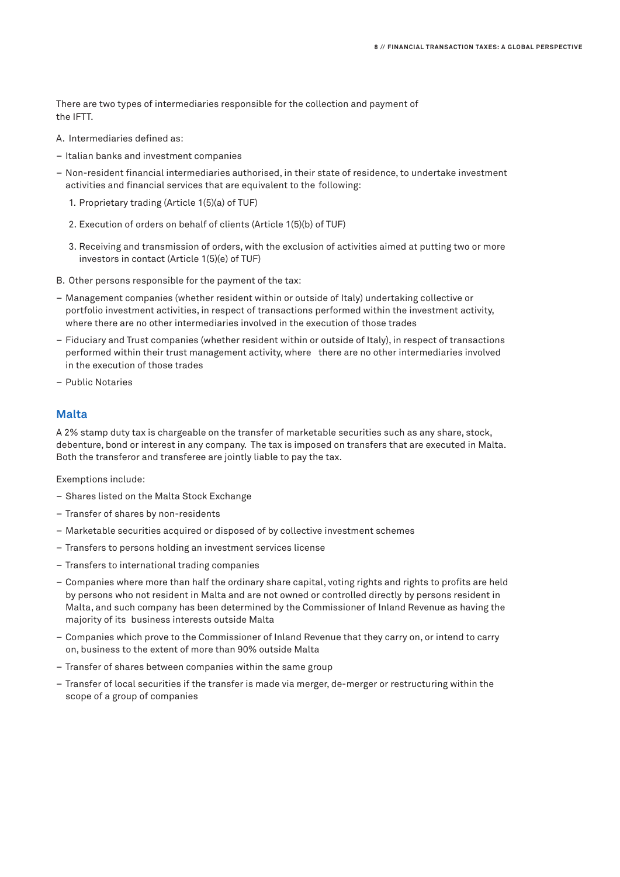There are two types of intermediaries responsible for the collection and payment of the IFTT.

A. Intermediaries defined as:

- Italian banks and investment companies
- Non-resident financial intermediaries authorised, in their state of residence, to undertake investment activities and financial services that are equivalent to the following:
  1. Proprietary trading (Article 1(5)(a) of TUF)
  2. Execution of orders on behalf of clients (Article 1(5)(b) of TUF)
  3. Receiving and transmission of orders, with the exclusion of activities aimed at putting two or more investors in contact (Article 1(5)(e) of TUF)

B. Other persons responsible for the payment of the tax:

- Management companies (whether resident within or outside of Italy) undertaking collective or portfolio investment activities, in respect of transactions performed within the investment activity, where there are no other intermediaries involved in the execution of those trades
- Fiduciary and Trust companies (whether resident within or outside of Italy), in respect of transactions performed within their trust management activity, where there are no other intermediaries involved in the execution of those trades
- Public Notaries

## Malta

A 2% stamp duty tax is chargeable on the transfer of marketable securities such as any share, stock, debenture, bond or interest in any company. The tax is imposed on transfers that are executed in Malta. Both the transferor and transferee are jointly liable to pay the tax.

Exemptions include:

- Shares listed on the Malta Stock Exchange
- Transfer of shares by non-residents
- Marketable securities acquired or disposed of by collective investment schemes
- Transfers to persons holding an investment services license
- Transfers to international trading companies
- Companies where more than half the ordinary share capital, voting rights and rights to profits are held by persons who not resident in Malta and are not owned or controlled directly by persons resident in Malta, and such company has been determined by the Commissioner of Inland Revenue as having the majority of its business interests outside Malta
- Companies which prove to the Commissioner of Inland Revenue that they carry on, or intend to carry on, business to the extent of more than 90% outside Malta
- Transfer of shares between companies within the same group
- Transfer of local securities if the transfer is made via merger, de-merger or restructuring within the scope of a group of companies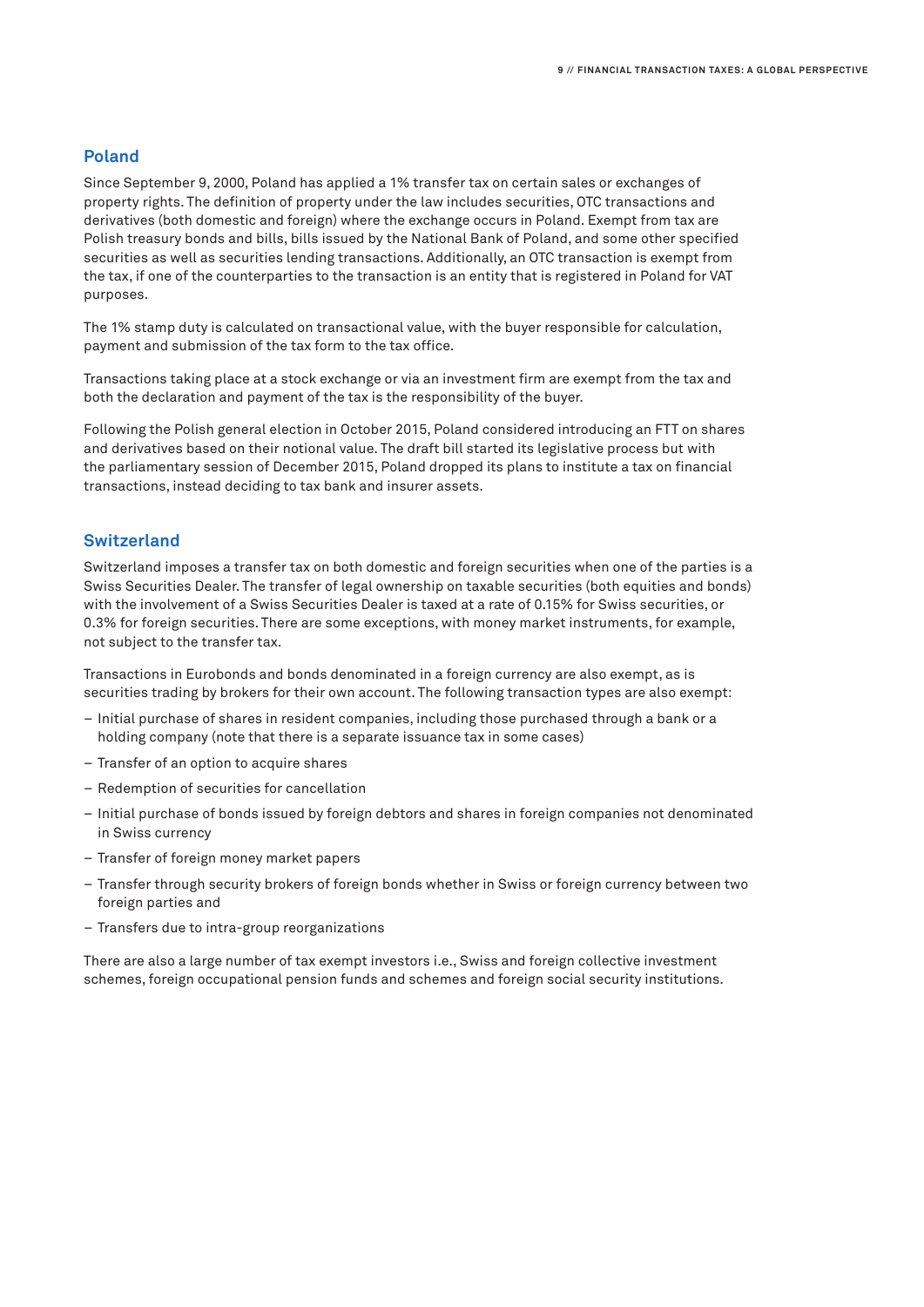## Poland

Since September 9, 2000, Poland has applied a 1% transfer tax on certain sales or exchanges of property rights. The definition of property under the law includes securities, OTC transactions and derivatives (both domestic and foreign) where the exchange occurs in Poland. Exempt from tax are Polish treasury bonds and bills, bills issued by the National Bank of Poland, and some other specified securities as well as securities lending transactions. Additionally, an OTC transaction is exempt from the tax, if one of the counterparties to the transaction is an entity that is registered in Poland for VAT purposes.

The 1% stamp duty is calculated on transactional value, with the buyer responsible for calculation, payment and submission of the tax form to the tax office.

Transactions taking place at a stock exchange or via an investment firm are exempt from the tax and both the declaration and payment of the tax is the responsibility of the buyer.

Following the Polish general election in October 2015, Poland considered introducing an FTT on shares and derivatives based on their notional value. The draft bill started its legislative process but with the parliamentary session of December 2015, Poland dropped its plans to institute a tax on financial transactions, instead deciding to tax bank and insurer assets.

## Switzerland

Switzerland imposes a transfer tax on both domestic and foreign securities when one of the parties is a Swiss Securities Dealer. The transfer of legal ownership on taxable securities (both equities and bonds) with the involvement of a Swiss Securities Dealer is taxed at a rate of 0.15% for Swiss securities, or 0.3% for foreign securities. There are some exceptions, with money market instruments, for example, not subject to the transfer tax.

Transactions in Eurobonds and bonds denominated in a foreign currency are also exempt, as is securities trading by brokers for their own account. The following transaction types are also exempt:

- Initial purchase of shares in resident companies, including those purchased through a bank or a holding company (note that there is a separate issuance tax in some cases)
- Transfer of an option to acquire shares
- Redemption of securities for cancellation
- Initial purchase of bonds issued by foreign debtors and shares in foreign companies not denominated in Swiss currency
- Transfer of foreign money market papers
- Transfer through security brokers of foreign bonds whether in Swiss or foreign currency between two foreign parties and
- Transfers due to intra-group reorganizations

There are also a large number of tax exempt investors i.e., Swiss and foreign collective investment schemes, foreign occupational pension funds and schemes and foreign social security institutions.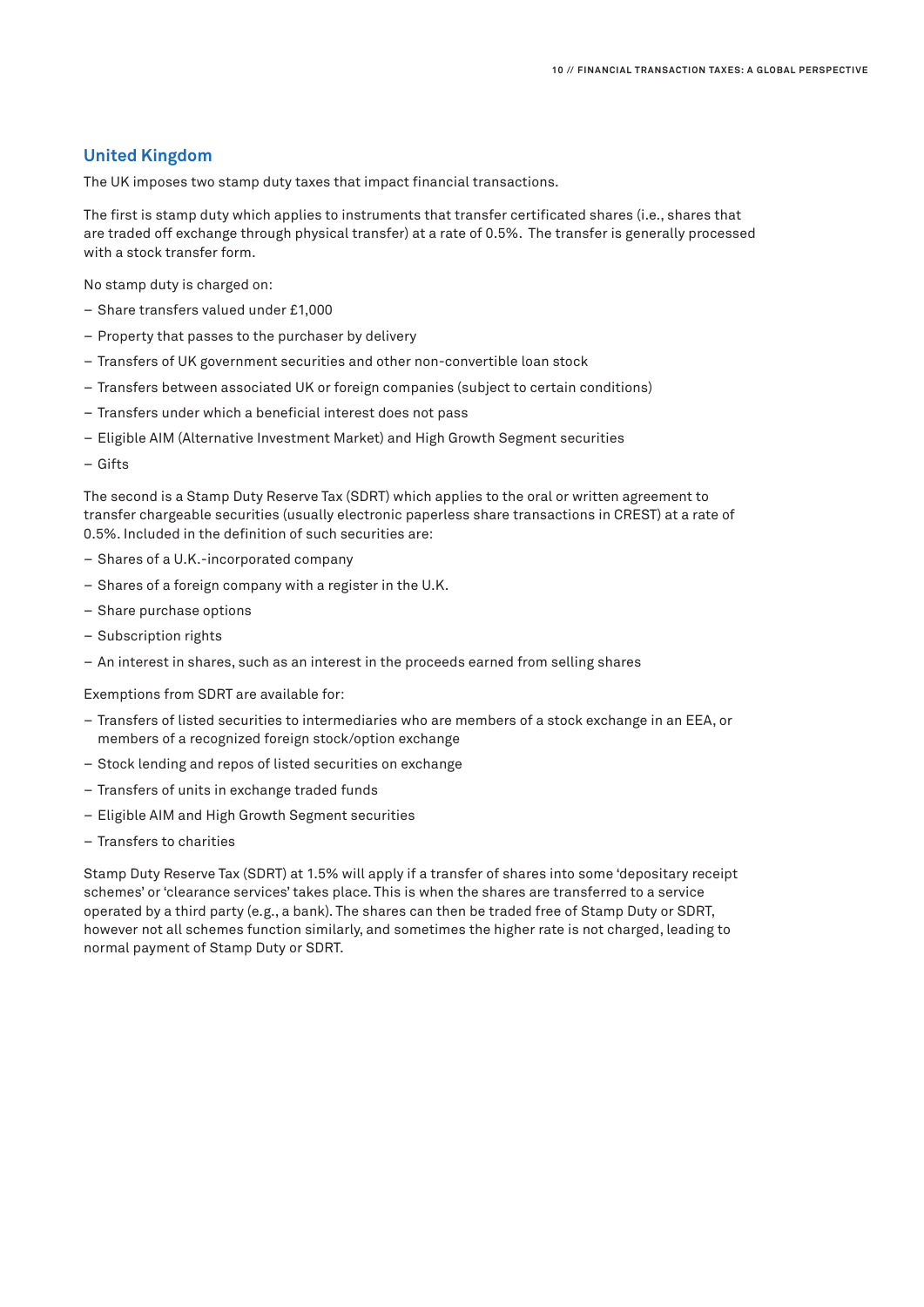## United Kingdom

The UK imposes two stamp duty taxes that impact financial transactions.

The first is stamp duty which applies to instruments that transfer certificated shares (i.e., shares that are traded off exchange through physical transfer) at a rate of 0.5%. The transfer is generally processed with a stock transfer form.

No stamp duty is charged on:

- Share transfers valued under £1,000
- Property that passes to the purchaser by delivery
- Transfers of UK government securities and other non-convertible loan stock
- Transfers between associated UK or foreign companies (subject to certain conditions)
- Transfers under which a beneficial interest does not pass
- Eligible AIM (Alternative Investment Market) and High Growth Segment securities
- Gifts

The second is a Stamp Duty Reserve Tax (SDRT) which applies to the oral or written agreement to transfer chargeable securities (usually electronic paperless share transactions in CREST) at a rate of 0.5%. Included in the definition of such securities are:

- Shares of a U.K.-incorporated company
- Shares of a foreign company with a register in the U.K.
- Share purchase options
- Subscription rights
- An interest in shares, such as an interest in the proceeds earned from selling shares

Exemptions from SDRT are available for:

- Transfers of listed securities to intermediaries who are members of a stock exchange in an EEA, or members of a recognized foreign stock/option exchange
- Stock lending and repos of listed securities on exchange
- Transfers of units in exchange traded funds
- Eligible AIM and High Growth Segment securities
- Transfers to charities

Stamp Duty Reserve Tax (SDRT) at 1.5% will apply if a transfer of shares into some 'depositary receipt schemes' or 'clearance services' takes place. This is when the shares are transferred to a service operated by a third party (e.g., a bank). The shares can then be traded free of Stamp Duty or SDRT, however not all schemes function similarly, and sometimes the higher rate is not charged, leading to normal payment of Stamp Duty or SDRT.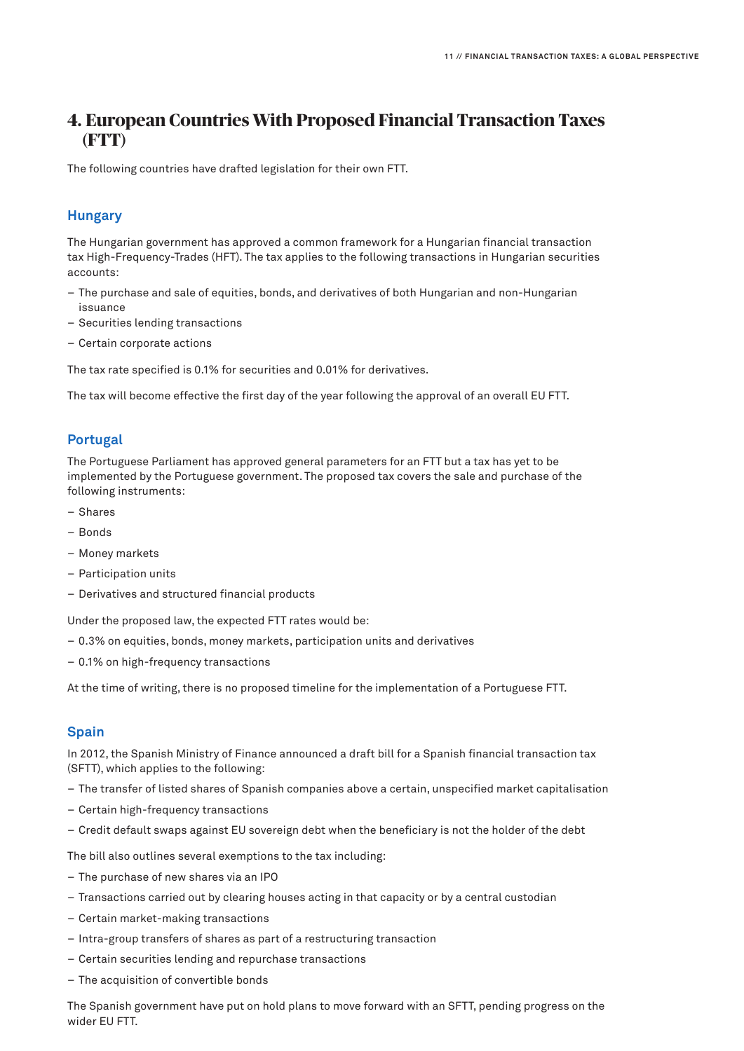# 4. European Countries With Proposed Financial Transaction Taxes (FTT)

The following countries have drafted legislation for their own FTT.

## Hungary

The Hungarian government has approved a common framework for a Hungarian financial transaction tax High-Frequency-Trades (HFT). The tax applies to the following transactions in Hungarian securities accounts:

- The purchase and sale of equities, bonds, and derivatives of both Hungarian and non-Hungarian issuance
- Securities lending transactions
- Certain corporate actions

The tax rate specified is 0.1% for securities and 0.01% for derivatives.

The tax will become effective the first day of the year following the approval of an overall EU FTT.

## Portugal

The Portuguese Parliament has approved general parameters for an FTT but a tax has yet to be implemented by the Portuguese government. The proposed tax covers the sale and purchase of the following instruments:

- Shares
- Bonds
- Money markets
- Participation units
- Derivatives and structured financial products

Under the proposed law, the expected FTT rates would be:

- 0.3% on equities, bonds, money markets, participation units and derivatives
- 0.1% on high-frequency transactions

At the time of writing, there is no proposed timeline for the implementation of a Portuguese FTT.

## Spain

In 2012, the Spanish Ministry of Finance announced a draft bill for a Spanish financial transaction tax (SFTT), which applies to the following:

- The transfer of listed shares of Spanish companies above a certain, unspecified market capitalisation
- Certain high-frequency transactions
- Credit default swaps against EU sovereign debt when the beneficiary is not the holder of the debt

The bill also outlines several exemptions to the tax including:

- The purchase of new shares via an IPO
- Transactions carried out by clearing houses acting in that capacity or by a central custodian
- Certain market-making transactions
- Intra-group transfers of shares as part of a restructuring transaction
- Certain securities lending and repurchase transactions
- The acquisition of convertible bonds

The Spanish government have put on hold plans to move forward with an SFTT, pending progress on the wider EU FTT.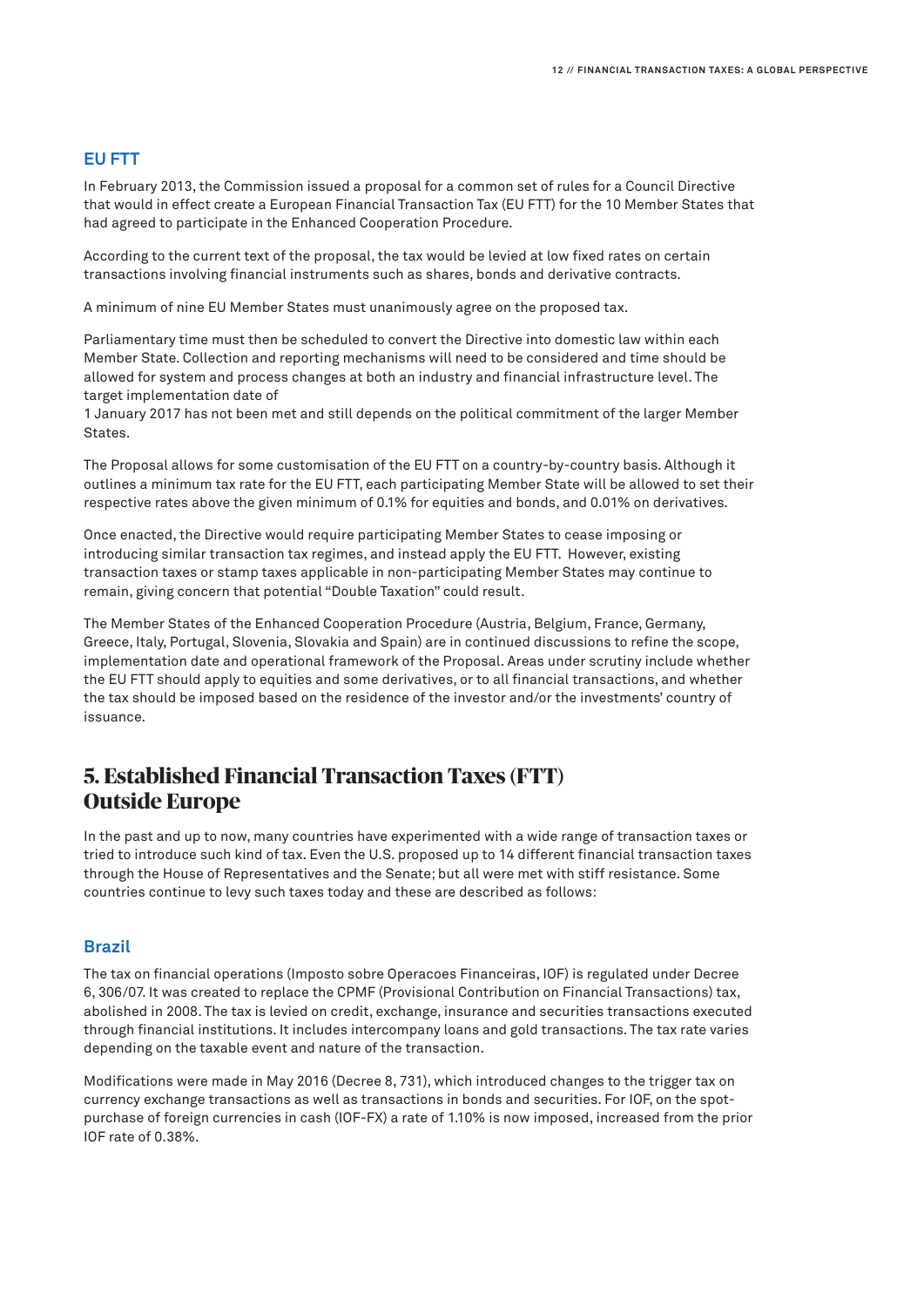### EU FTT

In February 2013, the Commission issued a proposal for a common set of rules for a Council Directive that would in effect create a European Financial Transaction Tax (EU FTT) for the 10 Member States that had agreed to participate in the Enhanced Cooperation Procedure.

According to the current text of the proposal, the tax would be levied at low fixed rates on certain transactions involving financial instruments such as shares, bonds and derivative contracts.

A minimum of nine EU Member States must unanimously agree on the proposed tax.

Parliamentary time must then be scheduled to convert the Directive into domestic law within each Member State. Collection and reporting mechanisms will need to be considered and time should be allowed for system and process changes at both an industry and financial infrastructure level. The target implementation date of 1 January 2017 has not been met and still depends on the political commitment of the larger Member States.

The Proposal allows for some customisation of the EU FTT on a country-by-country basis. Although it outlines a minimum tax rate for the EU FTT, each participating Member State will be allowed to set their respective rates above the given minimum of 0.1% for equities and bonds, and 0.01% on derivatives.

Once enacted, the Directive would require participating Member States to cease imposing or introducing similar transaction tax regimes, and instead apply the EU FTT. However, existing transaction taxes or stamp taxes applicable in non-participating Member States may continue to remain, giving concern that potential "Double Taxation" could result.

The Member States of the Enhanced Cooperation Procedure (Austria, Belgium, France, Germany, Greece, Italy, Portugal, Slovenia, Slovakia and Spain) are in continued discussions to refine the scope, implementation date and operational framework of the Proposal. Areas under scrutiny include whether the EU FTT should apply to equities and some derivatives, or to all financial transactions, and whether the tax should be imposed based on the residence of the investor and/or the investments' country of issuance.

## 5. Established Financial Transaction Taxes (FTT) Outside Europe

In the past and up to now, many countries have experimented with a wide range of transaction taxes or tried to introduce such kind of tax. Even the U.S. proposed up to 14 different financial transaction taxes through the House of Representatives and the Senate; but all were met with stiff resistance. Some countries continue to levy such taxes today and these are described as follows:

### Brazil

The tax on financial operations (Imposto sobre Operacoes Financeiras, IOF) is regulated under Decree 6, 306/07. It was created to replace the CPMF (Provisional Contribution on Financial Transactions) tax, abolished in 2008. The tax is levied on credit, exchange, insurance and securities transactions executed through financial institutions. It includes intercompany loans and gold transactions. The tax rate varies depending on the taxable event and nature of the transaction.

Modifications were made in May 2016 (Decree 8, 731), which introduced changes to the trigger tax on currency exchange transactions as well as transactions in bonds and securities. For IOF, on the spot-purchase of foreign currencies in cash (IOF-FX) a rate of 1.10% is now imposed, increased from the prior IOF rate of 0.38%.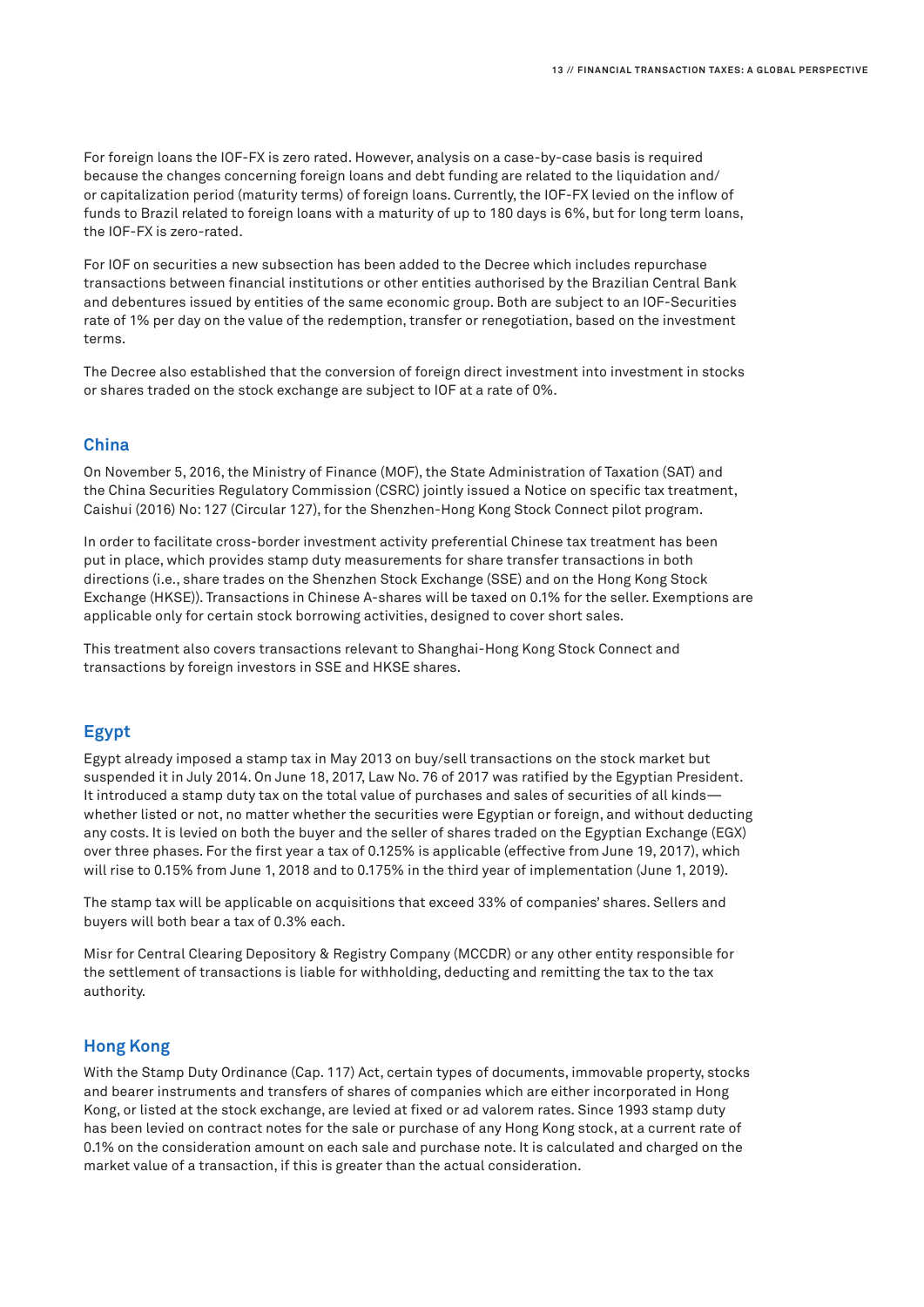For foreign loans the IOF-FX is zero rated. However, analysis on a case-by-case basis is required because the changes concerning foreign loans and debt funding are related to the liquidation and/or capitalization period (maturity terms) of foreign loans. Currently, the IOF-FX levied on the inflow of funds to Brazil related to foreign loans with a maturity of up to 180 days is 6%, but for long term loans, the IOF-FX is zero-rated.

For IOF on securities a new subsection has been added to the Decree which includes repurchase transactions between financial institutions or other entities authorised by the Brazilian Central Bank and debentures issued by entities of the same economic group. Both are subject to an IOF-Securities rate of 1% per day on the value of the redemption, transfer or renegotiation, based on the investment terms.

The Decree also established that the conversion of foreign direct investment into investment in stocks or shares traded on the stock exchange are subject to IOF at a rate of 0%.

## China

On November 5, 2016, the Ministry of Finance (MOF), the State Administration of Taxation (SAT) and the China Securities Regulatory Commission (CSRC) jointly issued a Notice on specific tax treatment, Caishui (2016) No: 127 (Circular 127), for the Shenzhen-Hong Kong Stock Connect pilot program.

In order to facilitate cross-border investment activity preferential Chinese tax treatment has been put in place, which provides stamp duty measurements for share transfer transactions in both directions (i.e., share trades on the Shenzhen Stock Exchange (SSE) and on the Hong Kong Stock Exchange (HKSE)). Transactions in Chinese A-shares will be taxed on 0.1% for the seller. Exemptions are applicable only for certain stock borrowing activities, designed to cover short sales.

This treatment also covers transactions relevant to Shanghai-Hong Kong Stock Connect and transactions by foreign investors in SSE and HKSE shares.

## Egypt

Egypt already imposed a stamp tax in May 2013 on buy/sell transactions on the stock market but suspended it in July 2014. On June 18, 2017, Law No. 76 of 2017 was ratified by the Egyptian President. It introduced a stamp duty tax on the total value of purchases and sales of securities of all kinds—whether listed or not, no matter whether the securities were Egyptian or foreign, and without deducting any costs. It is levied on both the buyer and the seller of shares traded on the Egyptian Exchange (EGX) over three phases. For the first year a tax of 0.125% is applicable (effective from June 19, 2017), which will rise to 0.15% from June 1, 2018 and to 0.175% in the third year of implementation (June 1, 2019).

The stamp tax will be applicable on acquisitions that exceed 33% of companies' shares. Sellers and buyers will both bear a tax of 0.3% each.

Misr for Central Clearing Depository & Registry Company (MCCDR) or any other entity responsible for the settlement of transactions is liable for withholding, deducting and remitting the tax to the tax authority.

## Hong Kong

With the Stamp Duty Ordinance (Cap. 117) Act, certain types of documents, immovable property, stocks and bearer instruments and transfers of shares of companies which are either incorporated in Hong Kong, or listed at the stock exchange, are levied at fixed or ad valorem rates. Since 1993 stamp duty has been levied on contract notes for the sale or purchase of any Hong Kong stock, at a current rate of 0.1% on the consideration amount on each sale and purchase note. It is calculated and charged on the market value of a transaction, if this is greater than the actual consideration.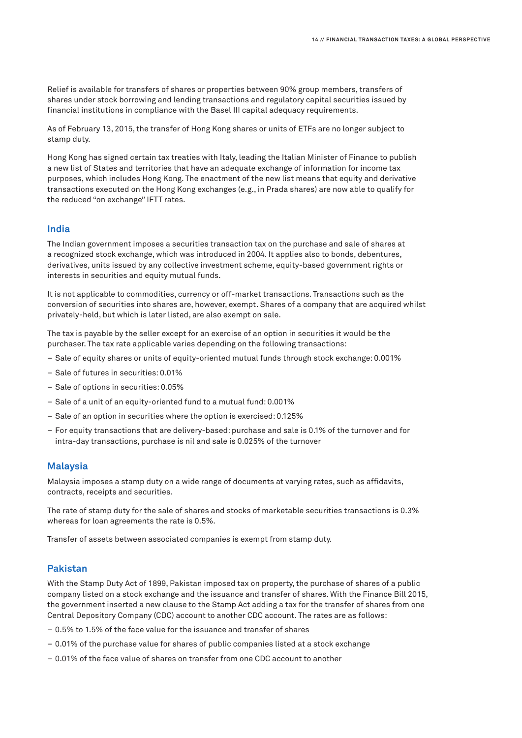Relief is available for transfers of shares or properties between 90% group members, transfers of shares under stock borrowing and lending transactions and regulatory capital securities issued by financial institutions in compliance with the Basel III capital adequacy requirements.

As of February 13, 2015, the transfer of Hong Kong shares or units of ETFs are no longer subject to stamp duty.

Hong Kong has signed certain tax treaties with Italy, leading the Italian Minister of Finance to publish a new list of States and territories that have an adequate exchange of information for income tax purposes, which includes Hong Kong. The enactment of the new list means that equity and derivative transactions executed on the Hong Kong exchanges (e.g., in Prada shares) are now able to qualify for the reduced "on exchange" IFTT rates.

## India

The Indian government imposes a securities transaction tax on the purchase and sale of shares at a recognized stock exchange, which was introduced in 2004. It applies also to bonds, debentures, derivatives, units issued by any collective investment scheme, equity-based government rights or interests in securities and equity mutual funds.

It is not applicable to commodities, currency or off-market transactions. Transactions such as the conversion of securities into shares are, however, exempt. Shares of a company that are acquired whilst privately-held, but which is later listed, are also exempt on sale.

The tax is payable by the seller except for an exercise of an option in securities it would be the purchaser. The tax rate applicable varies depending on the following transactions:

- Sale of equity shares or units of equity-oriented mutual funds through stock exchange: 0.001%
- Sale of futures in securities: 0.01%
- Sale of options in securities: 0.05%
- Sale of a unit of an equity-oriented fund to a mutual fund: 0.001%
- Sale of an option in securities where the option is exercised: 0.125%
- For equity transactions that are delivery-based: purchase and sale is 0.1% of the turnover and for intra-day transactions, purchase is nil and sale is 0.025% of the turnover

## Malaysia

Malaysia imposes a stamp duty on a wide range of documents at varying rates, such as affidavits, contracts, receipts and securities.

The rate of stamp duty for the sale of shares and stocks of marketable securities transactions is 0.3% whereas for loan agreements the rate is 0.5%.

Transfer of assets between associated companies is exempt from stamp duty.

## Pakistan

With the Stamp Duty Act of 1899, Pakistan imposed tax on property, the purchase of shares of a public company listed on a stock exchange and the issuance and transfer of shares. With the Finance Bill 2015, the government inserted a new clause to the Stamp Act adding a tax for the transfer of shares from one Central Depository Company (CDC) account to another CDC account. The rates are as follows:

- 0.5% to 1.5% of the face value for the issuance and transfer of shares
- 0.01% of the purchase value for shares of public companies listed at a stock exchange
- 0.01% of the face value of shares on transfer from one CDC account to another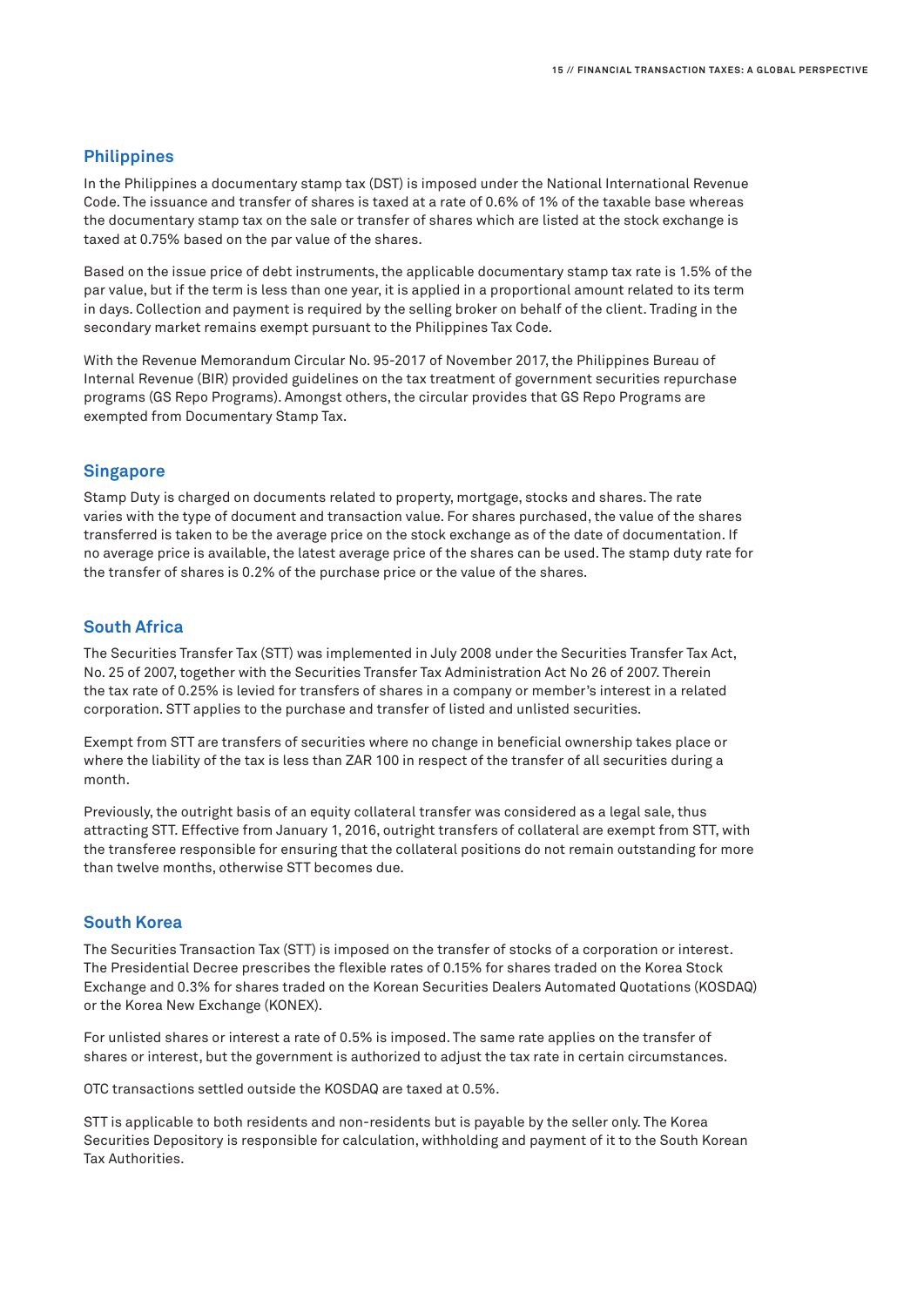## Philippines

In the Philippines a documentary stamp tax (DST) is imposed under the National International Revenue Code. The issuance and transfer of shares is taxed at a rate of 0.6% of 1% of the taxable base whereas the documentary stamp tax on the sale or transfer of shares which are listed at the stock exchange is taxed at 0.75% based on the par value of the shares.

Based on the issue price of debt instruments, the applicable documentary stamp tax rate is 1.5% of the par value, but if the term is less than one year, it is applied in a proportional amount related to its term in days. Collection and payment is required by the selling broker on behalf of the client. Trading in the secondary market remains exempt pursuant to the Philippines Tax Code.

With the Revenue Memorandum Circular No. 95-2017 of November 2017, the Philippines Bureau of Internal Revenue (BIR) provided guidelines on the tax treatment of government securities repurchase programs (GS Repo Programs). Amongst others, the circular provides that GS Repo Programs are exempted from Documentary Stamp Tax.

## Singapore

Stamp Duty is charged on documents related to property, mortgage, stocks and shares. The rate varies with the type of document and transaction value. For shares purchased, the value of the shares transferred is taken to be the average price on the stock exchange as of the date of documentation. If no average price is available, the latest average price of the shares can be used. The stamp duty rate for the transfer of shares is 0.2% of the purchase price or the value of the shares.

## South Africa

The Securities Transfer Tax (STT) was implemented in July 2008 under the Securities Transfer Tax Act, No. 25 of 2007, together with the Securities Transfer Tax Administration Act No 26 of 2007. Therein the tax rate of 0.25% is levied for transfers of shares in a company or member's interest in a related corporation. STT applies to the purchase and transfer of listed and unlisted securities.

Exempt from STT are transfers of securities where no change in beneficial ownership takes place or where the liability of the tax is less than ZAR 100 in respect of the transfer of all securities during a month.

Previously, the outright basis of an equity collateral transfer was considered as a legal sale, thus attracting STT. Effective from January 1, 2016, outright transfers of collateral are exempt from STT, with the transferee responsible for ensuring that the collateral positions do not remain outstanding for more than twelve months, otherwise STT becomes due.

## South Korea

The Securities Transaction Tax (STT) is imposed on the transfer of stocks of a corporation or interest. The Presidential Decree prescribes the flexible rates of 0.15% for shares traded on the Korea Stock Exchange and 0.3% for shares traded on the Korean Securities Dealers Automated Quotations (KOSDAQ) or the Korea New Exchange (KONEX).

For unlisted shares or interest a rate of 0.5% is imposed. The same rate applies on the transfer of shares or interest, but the government is authorized to adjust the tax rate in certain circumstances.

OTC transactions settled outside the KOSDAQ are taxed at 0.5%.

STT is applicable to both residents and non-residents but is payable by the seller only. The Korea Securities Depository is responsible for calculation, withholding and payment of it to the South Korean Tax Authorities.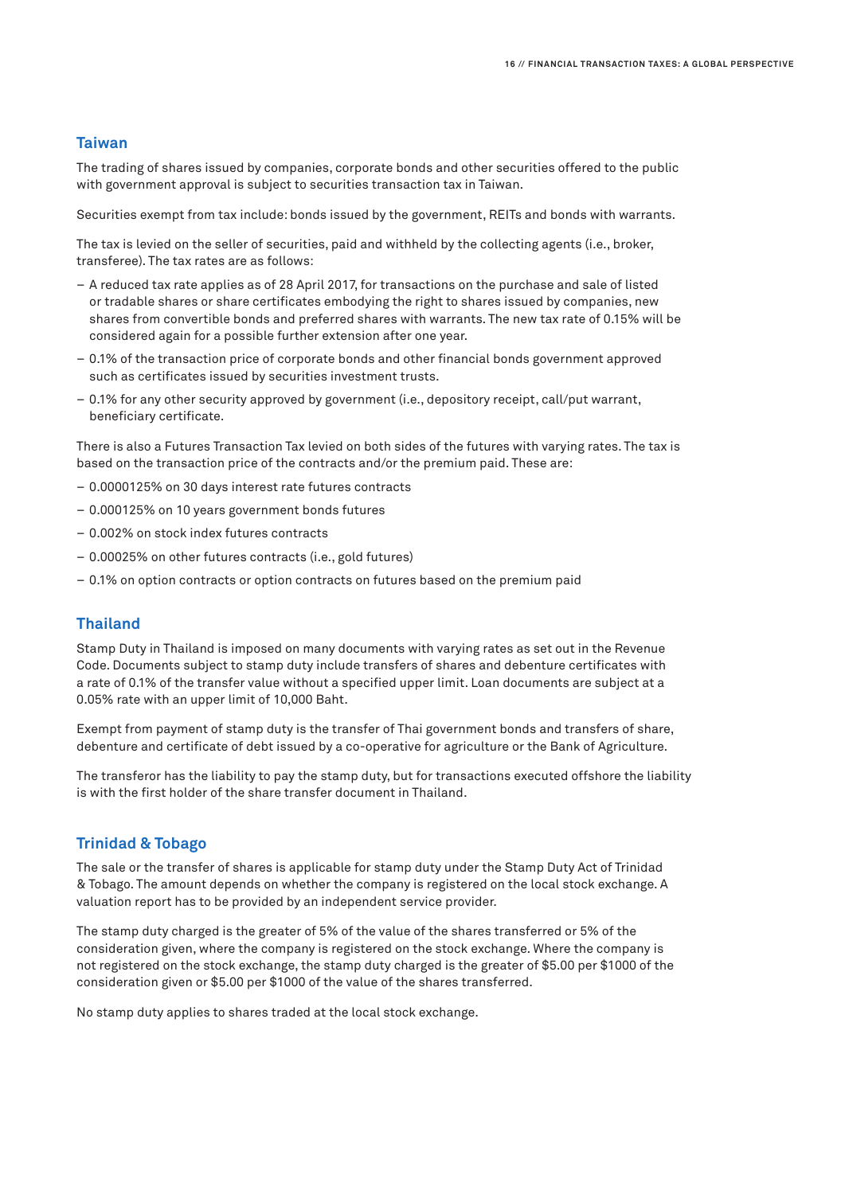## Taiwan

The trading of shares issued by companies, corporate bonds and other securities offered to the public with government approval is subject to securities transaction tax in Taiwan.

Securities exempt from tax include: bonds issued by the government, REITs and bonds with warrants.

The tax is levied on the seller of securities, paid and withheld by the collecting agents (i.e., broker, transferee). The tax rates are as follows:

- A reduced tax rate applies as of 28 April 2017, for transactions on the purchase and sale of listed or tradable shares or share certificates embodying the right to shares issued by companies, new shares from convertible bonds and preferred shares with warrants. The new tax rate of 0.15% will be considered again for a possible further extension after one year.
- 0.1% of the transaction price of corporate bonds and other financial bonds government approved such as certificates issued by securities investment trusts.
- 0.1% for any other security approved by government (i.e., depository receipt, call/put warrant, beneficiary certificate.

There is also a Futures Transaction Tax levied on both sides of the futures with varying rates. The tax is based on the transaction price of the contracts and/or the premium paid. These are:

- 0.0000125% on 30 days interest rate futures contracts
- 0.000125% on 10 years government bonds futures
- 0.002% on stock index futures contracts
- 0.00025% on other futures contracts (i.e., gold futures)
- 0.1% on option contracts or option contracts on futures based on the premium paid

## Thailand

Stamp Duty in Thailand is imposed on many documents with varying rates as set out in the Revenue Code. Documents subject to stamp duty include transfers of shares and debenture certificates with a rate of 0.1% of the transfer value without a specified upper limit. Loan documents are subject at a 0.05% rate with an upper limit of 10,000 Baht.

Exempt from payment of stamp duty is the transfer of Thai government bonds and transfers of share, debenture and certificate of debt issued by a co-operative for agriculture or the Bank of Agriculture.

The transferor has the liability to pay the stamp duty, but for transactions executed offshore the liability is with the first holder of the share transfer document in Thailand.

## Trinidad & Tobago

The sale or the transfer of shares is applicable for stamp duty under the Stamp Duty Act of Trinidad & Tobago. The amount depends on whether the company is registered on the local stock exchange. A valuation report has to be provided by an independent service provider.

The stamp duty charged is the greater of 5% of the value of the shares transferred or 5% of the consideration given, where the company is registered on the stock exchange. Where the company is not registered on the stock exchange, the stamp duty charged is the greater of $5.00 per $1000 of the consideration given or $5.00 per $1000 of the value of the shares transferred.

No stamp duty applies to shares traded at the local stock exchange.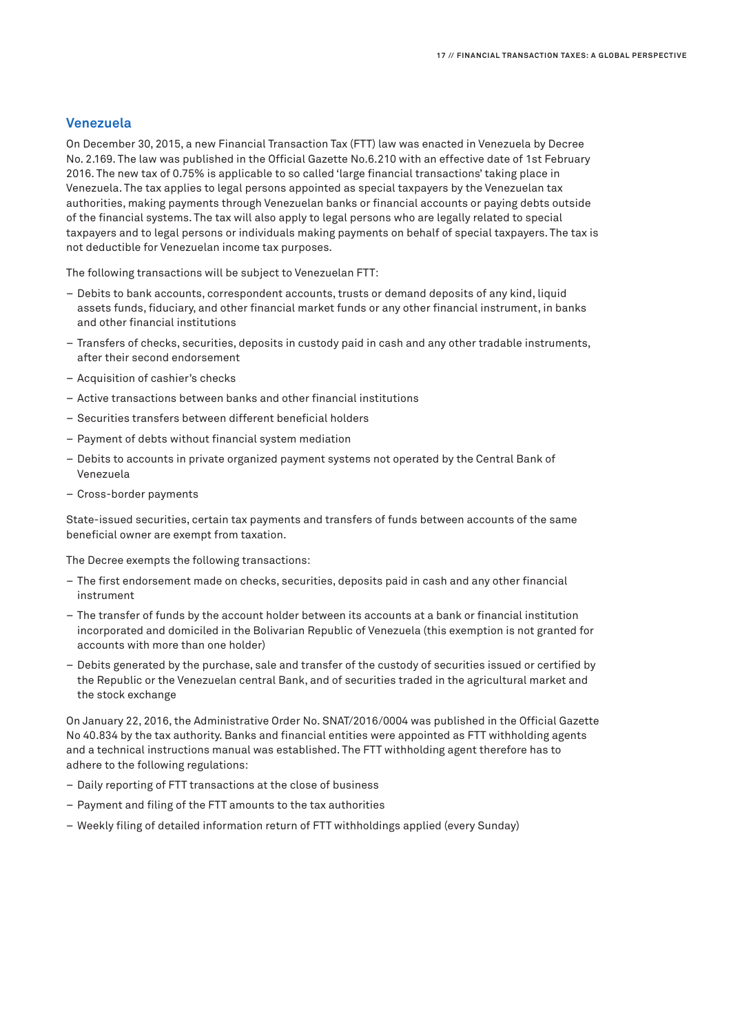## Venezuela

On December 30, 2015, a new Financial Transaction Tax (FTT) law was enacted in Venezuela by Decree No. 2.169. The law was published in the Official Gazette No.6.210 with an effective date of 1st February 2016. The new tax of 0.75% is applicable to so called 'large financial transactions' taking place in Venezuela. The tax applies to legal persons appointed as special taxpayers by the Venezuelan tax authorities, making payments through Venezuelan banks or financial accounts or paying debts outside of the financial systems. The tax will also apply to legal persons who are legally related to special taxpayers and to legal persons or individuals making payments on behalf of special taxpayers. The tax is not deductible for Venezuelan income tax purposes.

The following transactions will be subject to Venezuelan FTT:

- Debits to bank accounts, correspondent accounts, trusts or demand deposits of any kind, liquid assets funds, fiduciary, and other financial market funds or any other financial instrument, in banks and other financial institutions
- Transfers of checks, securities, deposits in custody paid in cash and any other tradable instruments, after their second endorsement
- Acquisition of cashier's checks
- Active transactions between banks and other financial institutions
- Securities transfers between different beneficial holders
- Payment of debts without financial system mediation
- Debits to accounts in private organized payment systems not operated by the Central Bank of Venezuela
- Cross-border payments

State-issued securities, certain tax payments and transfers of funds between accounts of the same beneficial owner are exempt from taxation.

The Decree exempts the following transactions:

- The first endorsement made on checks, securities, deposits paid in cash and any other financial instrument
- The transfer of funds by the account holder between its accounts at a bank or financial institution incorporated and domiciled in the Bolivarian Republic of Venezuela (this exemption is not granted for accounts with more than one holder)
- Debits generated by the purchase, sale and transfer of the custody of securities issued or certified by the Republic or the Venezuelan central Bank, and of securities traded in the agricultural market and the stock exchange

On January 22, 2016, the Administrative Order No. SNAT/2016/0004 was published in the Official Gazette No 40.834 by the tax authority. Banks and financial entities were appointed as FTT withholding agents and a technical instructions manual was established. The FTT withholding agent therefore has to adhere to the following regulations:

- Daily reporting of FTT transactions at the close of business
- Payment and filing of the FTT amounts to the tax authorities
- Weekly filing of detailed information return of FTT withholdings applied (every Sunday)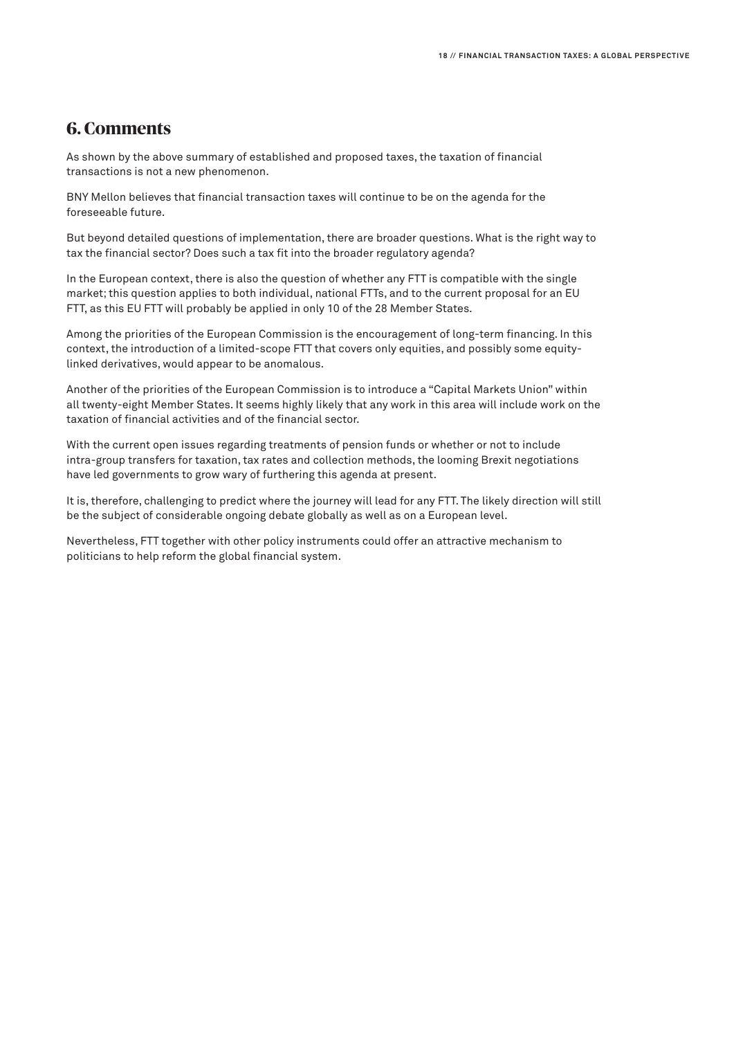## 6. Comments

As shown by the above summary of established and proposed taxes, the taxation of financial transactions is not a new phenomenon.

BNY Mellon believes that financial transaction taxes will continue to be on the agenda for the foreseeable future.

But beyond detailed questions of implementation, there are broader questions. What is the right way to tax the financial sector? Does such a tax fit into the broader regulatory agenda?

In the European context, there is also the question of whether any FTT is compatible with the single market; this question applies to both individual, national FTTs, and to the current proposal for an EU FTT, as this EU FTT will probably be applied in only 10 of the 28 Member States.

Among the priorities of the European Commission is the encouragement of long-term financing. In this context, the introduction of a limited-scope FTT that covers only equities, and possibly some equity-linked derivatives, would appear to be anomalous.

Another of the priorities of the European Commission is to introduce a "Capital Markets Union" within all twenty-eight Member States. It seems highly likely that any work in this area will include work on the taxation of financial activities and of the financial sector.

With the current open issues regarding treatments of pension funds or whether or not to include intra-group transfers for taxation, tax rates and collection methods, the looming Brexit negotiations have led governments to grow wary of furthering this agenda at present.

It is, therefore, challenging to predict where the journey will lead for any FTT. The likely direction will still be the subject of considerable ongoing debate globally as well as on a European level.

Nevertheless, FTT together with other policy instruments could offer an attractive mechanism to politicians to help reform the global financial system.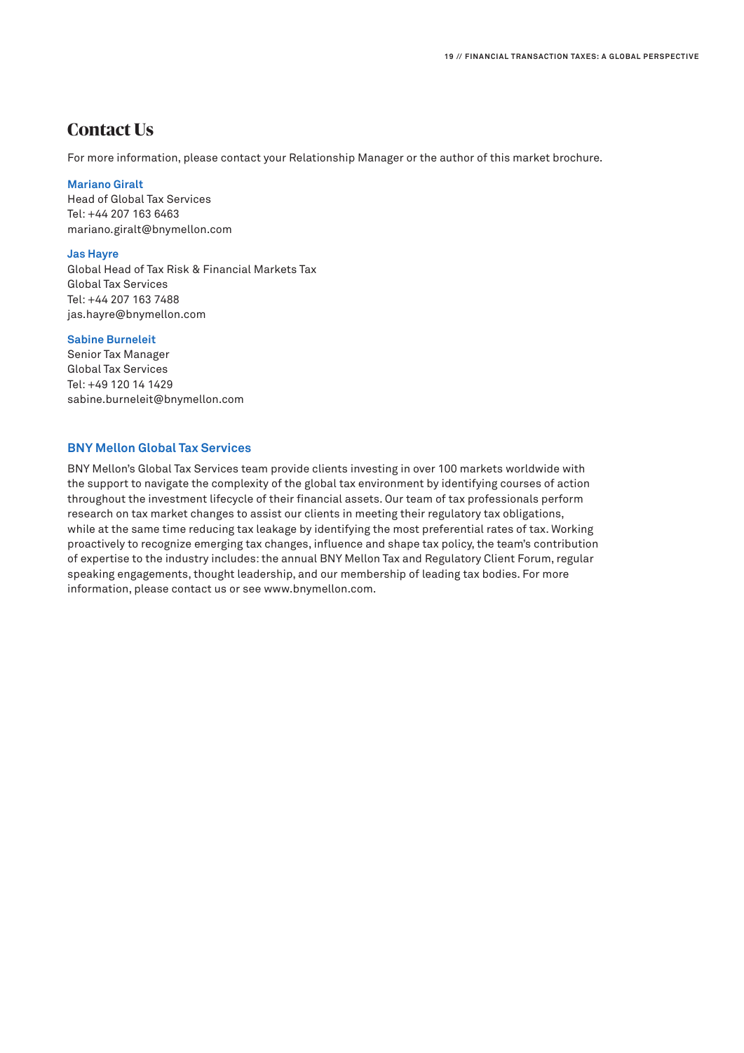## Contact Us

For more information, please contact your Relationship Manager or the author of this market brochure.

**Mariano Giralt**
Head of Global Tax Services
Tel: +44 207 163 6463
mariano.giralt@bnymellon.com

**Jas Hayre**
Global Head of Tax Risk & Financial Markets Tax
Global Tax Services
Tel: +44 207 163 7488
jas.hayre@bnymellon.com

**Sabine Burneleit**
Senior Tax Manager
Global Tax Services
Tel: +49 120 14 1429
sabine.burneleit@bnymellon.com

### BNY Mellon Global Tax Services

BNY Mellon's Global Tax Services team provide clients investing in over 100 markets worldwide with the support to navigate the complexity of the global tax environment by identifying courses of action throughout the investment lifecycle of their financial assets. Our team of tax professionals perform research on tax market changes to assist our clients in meeting their regulatory tax obligations, while at the same time reducing tax leakage by identifying the most preferential rates of tax. Working proactively to recognize emerging tax changes, influence and shape tax policy, the team's contribution of expertise to the industry includes: the annual BNY Mellon Tax and Regulatory Client Forum, regular speaking engagements, thought leadership, and our membership of leading tax bodies. For more information, please contact us or see www.bnymellon.com.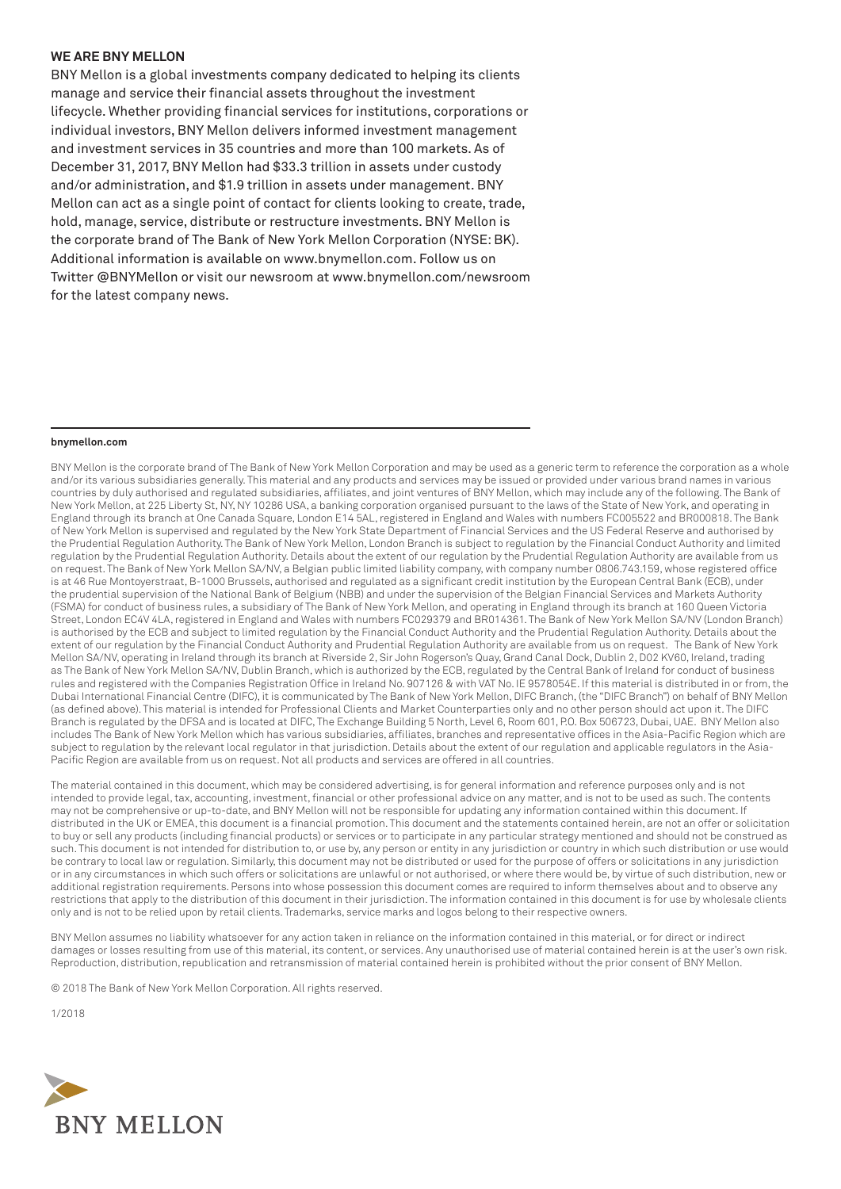**WE ARE BNY MELLON**

BNY Mellon is a global investments company dedicated to helping its clients manage and service their financial assets throughout the investment lifecycle. Whether providing financial services for institutions, corporations or individual investors, BNY Mellon delivers informed investment management and investment services in 35 countries and more than 100 markets. As of December 31, 2017, BNY Mellon had $33.3 trillion in assets under custody and/or administration, and $1.9 trillion in assets under management. BNY Mellon can act as a single point of contact for clients looking to create, trade, hold, manage, service, distribute or restructure investments. BNY Mellon is the corporate brand of The Bank of New York Mellon Corporation (NYSE: BK). Additional information is available on www.bnymellon.com. Follow us on Twitter @BNYMellon or visit our newsroom at www.bnymellon.com/newsroom for the latest company news.

---

**bnymellon.com**

BNY Mellon is the corporate brand of The Bank of New York Mellon Corporation and may be used as a generic term to reference the corporation as a whole and/or its various subsidiaries generally. This material and any products and services may be issued or provided under various brand names in various countries by duly authorised and regulated subsidiaries, affiliates, and joint ventures of BNY Mellon, which may include any of the following. The Bank of New York Mellon, at 225 Liberty St, NY, NY 10286 USA, a banking corporation organised pursuant to the laws of the State of New York, and operating in England through its branch at One Canada Square, London E14 5AL, registered in England and Wales with numbers FC005522 and BR000818. The Bank of New York Mellon is supervised and regulated by the New York State Department of Financial Services and the US Federal Reserve and authorised by the Prudential Regulation Authority. The Bank of New York Mellon, London Branch is subject to regulation by the Financial Conduct Authority and limited regulation by the Prudential Regulation Authority. Details about the extent of our regulation by the Prudential Regulation Authority are available from us on request. The Bank of New York Mellon SA/NV, a Belgian public limited liability company, with company number 0806.743.159, whose registered office is at 46 Rue Montoyerstraat, B-1000 Brussels, authorised and regulated as a significant credit institution by the European Central Bank (ECB), under the prudential supervision of the National Bank of Belgium (NBB) and under the supervision of the Belgian Financial Services and Markets Authority (FSMA) for conduct of business rules, a subsidiary of The Bank of New York Mellon, and operating in England through its branch at 160 Queen Victoria Street, London EC4V 4LA, registered in England and Wales with numbers FC029379 and BR014361. The Bank of New York Mellon SA/NV (London Branch) is authorised by the ECB and subject to limited regulation by the Financial Conduct Authority and the Prudential Regulation Authority. Details about the extent of our regulation by the Financial Conduct Authority and Prudential Regulation Authority are available from us on request. The Bank of New York Mellon SA/NV, operating in Ireland through its branch at Riverside 2, Sir John Rogerson's Quay, Grand Canal Dock, Dublin 2, D02 KV60, Ireland, trading as The Bank of New York Mellon SA/NV, Dublin Branch, which is authorized by the ECB, regulated by the Central Bank of Ireland for conduct of business rules and registered with the Companies Registration Office in Ireland No. 907126 & with VAT No. IE 9578054E. If this material is distributed in or from, the Dubai International Financial Centre (DIFC), it is communicated by The Bank of New York Mellon, DIFC Branch, (the "DIFC Branch") on behalf of BNY Mellon (as defined above). This material is intended for Professional Clients and Market Counterparties only and no other person should act upon it. The DIFC Branch is regulated by the DFSA and is located at DIFC, The Exchange Building 5 North, Level 6, Room 601, P.O. Box 506723, Dubai, UAE. BNY Mellon also includes The Bank of New York Mellon which has various subsidiaries, affiliates, branches and representative offices in the Asia-Pacific Region which are subject to regulation by the relevant local regulator in that jurisdiction. Details about the extent of our regulation and applicable regulators in the Asia-Pacific Region are available from us on request. Not all products and services are offered in all countries.

The material contained in this document, which may be considered advertising, is for general information and reference purposes only and is not intended to provide legal, tax, accounting, investment, financial or other professional advice on any matter, and is not to be used as such. The contents may not be comprehensive or up-to-date, and BNY Mellon will not be responsible for updating any information contained within this document. If distributed in the UK or EMEA, this document is a financial promotion. This document and the statements contained herein, are not an offer or solicitation to buy or sell any products (including financial products) or services or to participate in any particular strategy mentioned and should not be construed as such. This document is not intended for distribution to, or use by, any person or entity in any jurisdiction or country in which such distribution or use would be contrary to local law or regulation. Similarly, this document may not be distributed or used for the purpose of offers or solicitations in any jurisdiction or in any circumstances in which such offers or solicitations are unlawful or not authorised, or where there would be, by virtue of such distribution, new or additional registration requirements. Persons into whose possession this document comes are required to inform themselves about and to observe any restrictions that apply to the distribution of this document in their jurisdiction. The information contained in this document is for use by wholesale clients only and is not to be relied upon by retail clients. Trademarks, service marks and logos belong to their respective owners.

BNY Mellon assumes no liability whatsoever for any action taken in reliance on the information contained in this material, or for direct or indirect damages or losses resulting from use of this material, its content, or services. Any unauthorised use of material contained herein is at the user's own risk. Reproduction, distribution, republication and retransmission of material contained herein is prohibited without the prior consent of BNY Mellon.

© 2018 The Bank of New York Mellon Corporation. All rights reserved.

1/2018

BNY MELLON